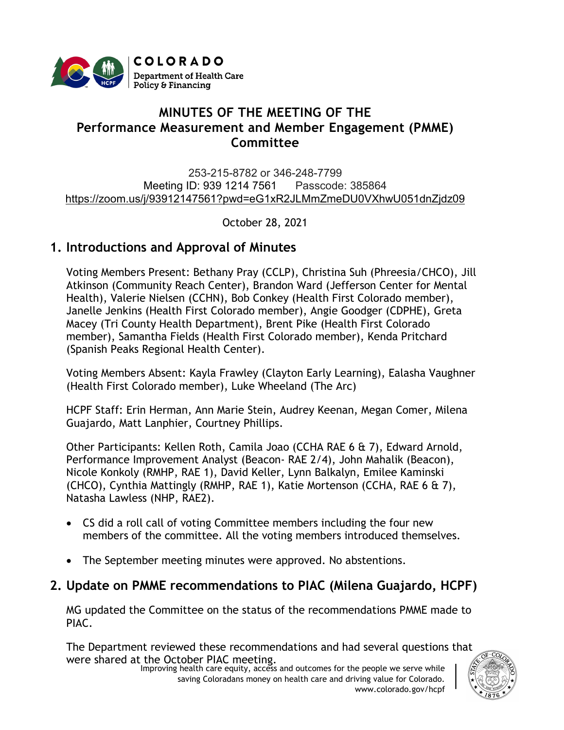# MINUTES OF THE MEETING OF THE Performance Measurement and Member Engagement (PMME) Committee

253-215-8782 or 346-248-7799
Meeting ID: 939 1214 7561 Passcode: 385864
https://zoom.us/j/93912147561?pwd=eG1xR2JLMmZmeDU0VXhwU051dnZjdz09

October 28, 2021

## 1. Introductions and Approval of Minutes

Voting Members Present: Bethany Pray (CCLP), Christina Suh (Phreesia/CHCO), Jill Atkinson (Community Reach Center), Brandon Ward (Jefferson Center for Mental Health), Valerie Nielsen (CCHN), Bob Conkey (Health First Colorado member), Janelle Jenkins (Health First Colorado member), Angie Goodger (CDPHE), Greta Macey (Tri County Health Department), Brent Pike (Health First Colorado member), Samantha Fields (Health First Colorado member), Kenda Pritchard (Spanish Peaks Regional Health Center).

Voting Members Absent: Kayla Frawley (Clayton Early Learning), Ealasha Vaughner (Health First Colorado member), Luke Wheeland (The Arc)

HCPF Staff: Erin Herman, Ann Marie Stein, Audrey Keenan, Megan Comer, Milena Guajardo, Matt Lanphier, Courtney Phillips.

Other Participants: Kellen Roth, Camila Joao (CCHA RAE 6 & 7), Edward Arnold, Performance Improvement Analyst (Beacon- RAE 2/4), John Mahalik (Beacon), Nicole Konkoly (RMHP, RAE 1), David Keller, Lynn Balkalyn, Emilee Kaminski (CHCO), Cynthia Mattingly (RMHP, RAE 1), Katie Mortenson (CCHA, RAE 6 & 7), Natasha Lawless (NHP, RAE2).

- CS did a roll call of voting Committee members including the four new members of the committee. All the voting members introduced themselves.
- The September meeting minutes were approved. No abstentions.

## 2. Update on PMME recommendations to PIAC (Milena Guajardo, HCPF)

MG updated the Committee on the status of the recommendations PMME made to PIAC.

The Department reviewed these recommendations and had several questions that were shared at the October PIAC meeting.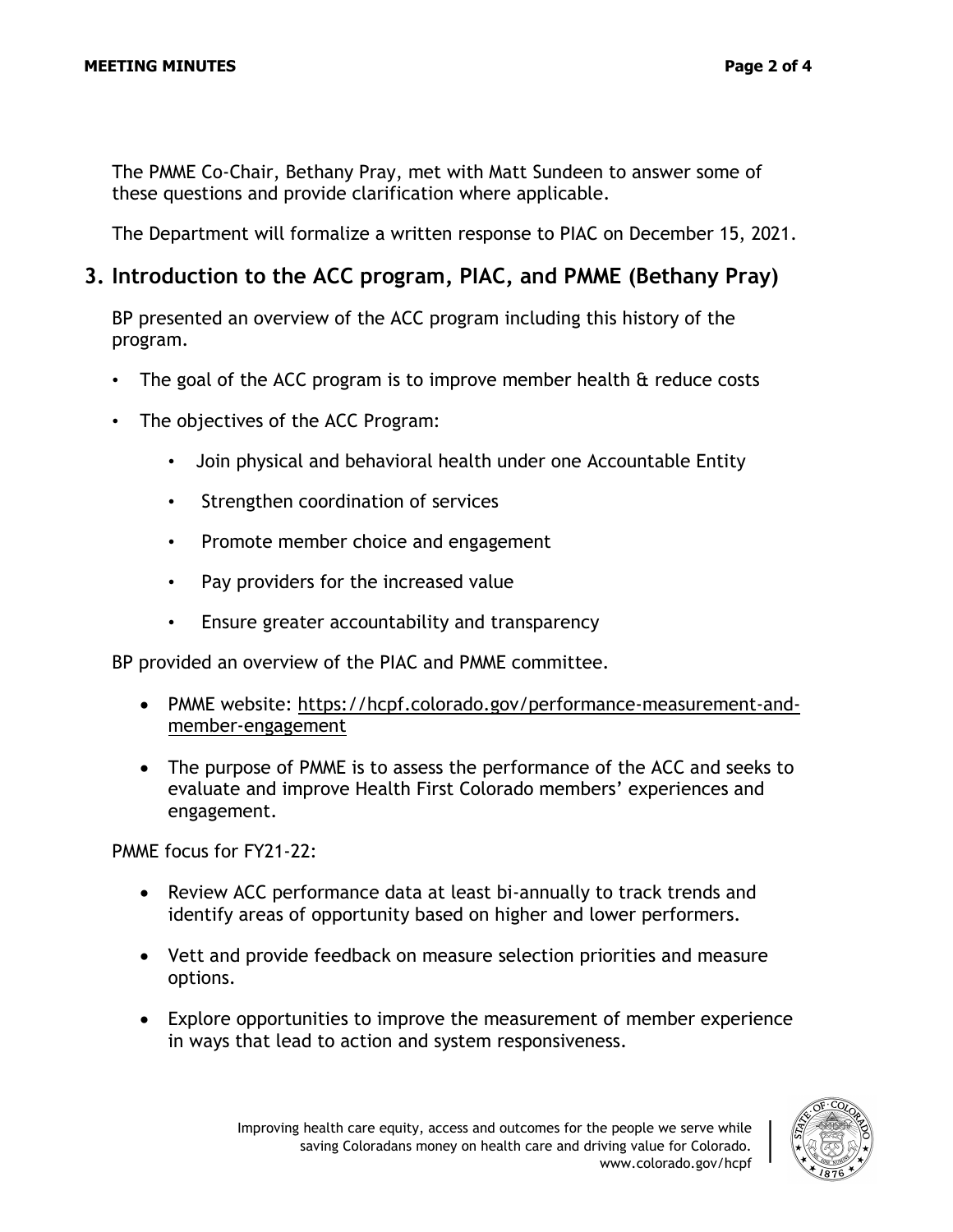The PMME Co-Chair, Bethany Pray, met with Matt Sundeen to answer some of these questions and provide clarification where applicable.

The Department will formalize a written response to PIAC on December 15, 2021.

## 3. Introduction to the ACC program, PIAC, and PMME (Bethany Pray)

BP presented an overview of the ACC program including this history of the program.

- The goal of the ACC program is to improve member health & reduce costs
- The objectives of the ACC Program:
  - Join physical and behavioral health under one Accountable Entity
  - Strengthen coordination of services
  - Promote member choice and engagement
  - Pay providers for the increased value
  - Ensure greater accountability and transparency

BP provided an overview of the PIAC and PMME committee.

- PMME website: https://hcpf.colorado.gov/performance-measurement-and-member-engagement
- The purpose of PMME is to assess the performance of the ACC and seeks to evaluate and improve Health First Colorado members' experiences and engagement.

PMME focus for FY21-22:

- Review ACC performance data at least bi-annually to track trends and identify areas of opportunity based on higher and lower performers.
- Vett and provide feedback on measure selection priorities and measure options.
- Explore opportunities to improve the measurement of member experience in ways that lead to action and system responsiveness.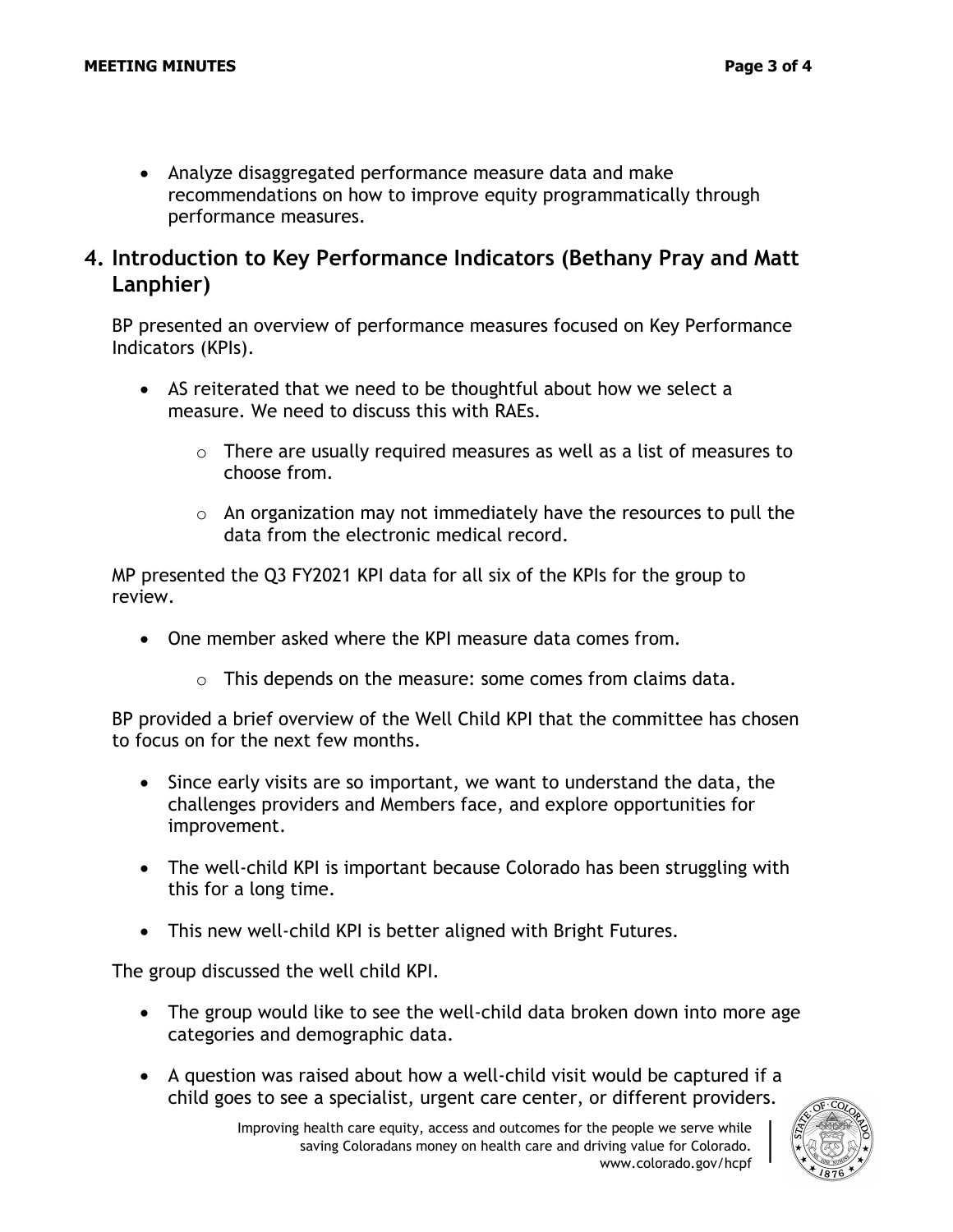- Analyze disaggregated performance measure data and make recommendations on how to improve equity programmatically through performance measures.

## 4. Introduction to Key Performance Indicators (Bethany Pray and Matt Lanphier)

BP presented an overview of performance measures focused on Key Performance Indicators (KPIs).

- AS reiterated that we need to be thoughtful about how we select a measure. We need to discuss this with RAEs.
    - There are usually required measures as well as a list of measures to choose from.
    - An organization may not immediately have the resources to pull the data from the electronic medical record.

MP presented the Q3 FY2021 KPI data for all six of the KPIs for the group to review.

- One member asked where the KPI measure data comes from.
    - This depends on the measure: some comes from claims data.

BP provided a brief overview of the Well Child KPI that the committee has chosen to focus on for the next few months.

- Since early visits are so important, we want to understand the data, the challenges providers and Members face, and explore opportunities for improvement.
- The well-child KPI is important because Colorado has been struggling with this for a long time.
- This new well-child KPI is better aligned with Bright Futures.

The group discussed the well child KPI.

- The group would like to see the well-child data broken down into more age categories and demographic data.
- A question was raised about how a well-child visit would be captured if a child goes to see a specialist, urgent care center, or different providers.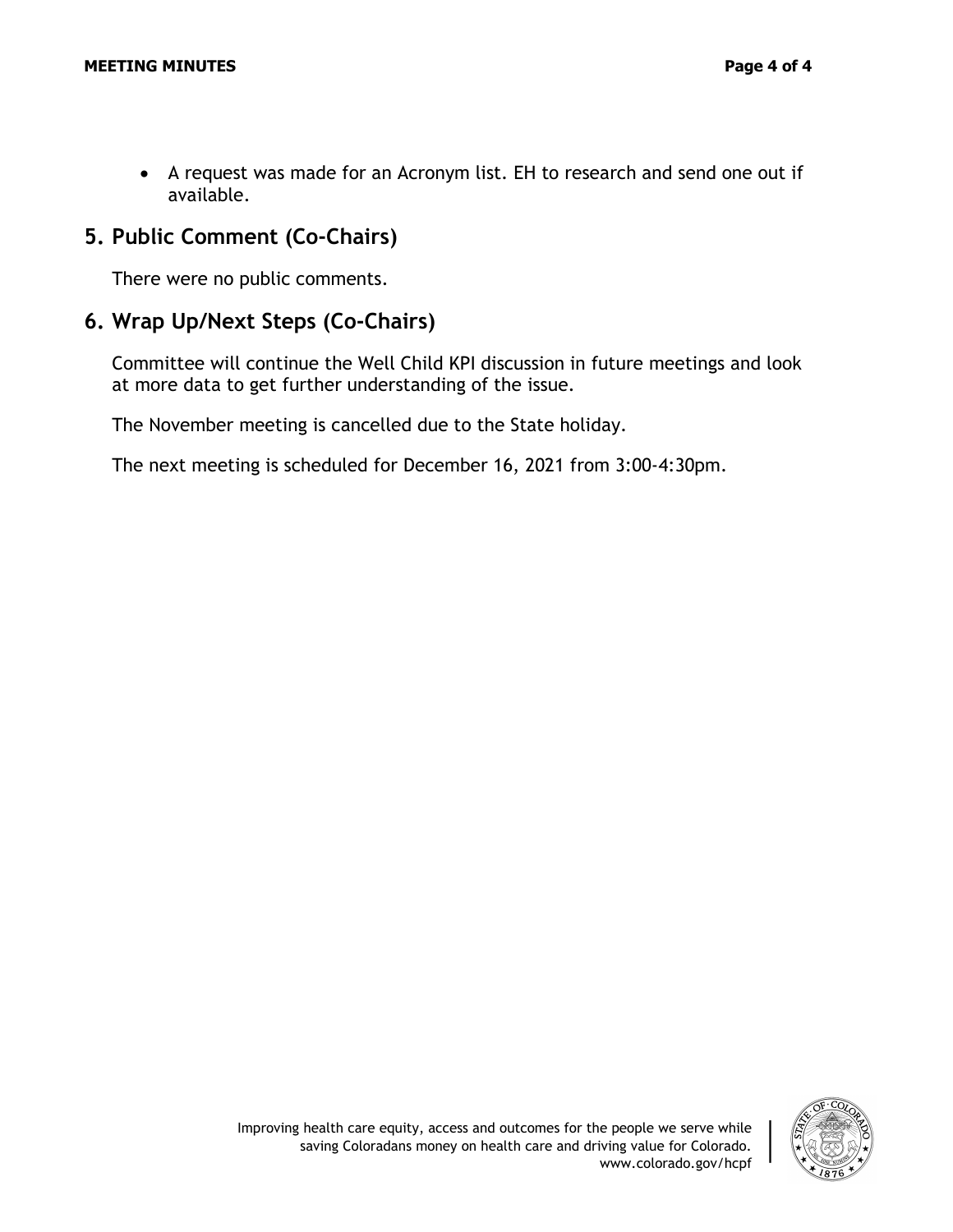- A request was made for an Acronym list. EH to research and send one out if available.

## 5. Public Comment (Co-Chairs)

There were no public comments.

## 6. Wrap Up/Next Steps (Co-Chairs)

Committee will continue the Well Child KPI discussion in future meetings and look at more data to get further understanding of the issue.

The November meeting is cancelled due to the State holiday.

The next meeting is scheduled for December 16, 2021 from 3:00-4:30pm.

Improving health care equity, access and outcomes for the people we serve while saving Coloradans money on health care and driving value for Colorado.
www.colorado.gov/hcpf